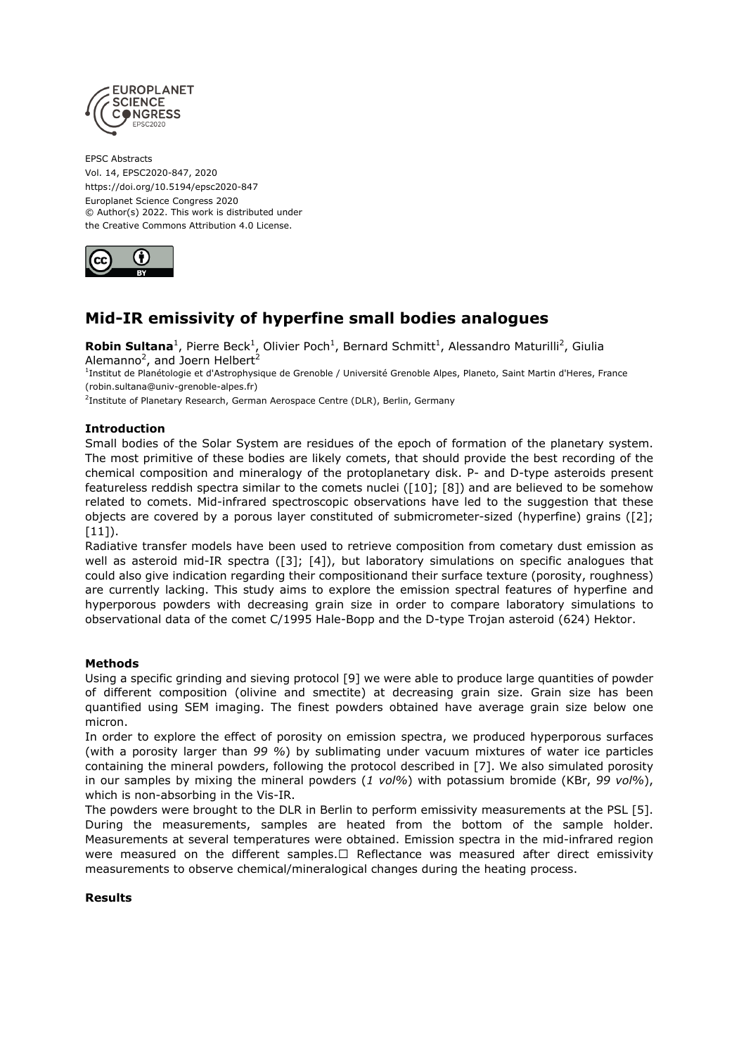EPSC Abstracts
Vol. 14, EPSC2020-847, 2020
https://doi.org/10.5194/epsc2020-847
Europlanet Science Congress 2020
© Author(s) 2022. This work is distributed under
the Creative Commons Attribution 4.0 License.

# Mid-IR emissivity of hyperfine small bodies analogues

**Robin Sultana**[1], Pierre Beck[1], Olivier Poch[1], Bernard Schmitt[1], Alessandro Maturilli[2], Giulia Alemanno[2], and Joern Helbert[2]

[1]Institut de Planétologie et d'Astrophysique de Grenoble / Université Grenoble Alpes, Planeto, Saint Martin d'Heres, France (robin.sultana@univ-grenoble-alpes.fr)

[2]Institute of Planetary Research, German Aerospace Centre (DLR), Berlin, Germany

### Introduction

Small bodies of the Solar System are residues of the epoch of formation of the planetary system. The most primitive of these bodies are likely comets, that should provide the best recording of the chemical composition and mineralogy of the protoplanetary disk. P- and D-type asteroids present featureless reddish spectra similar to the comets nuclei ([10]; [8]) and are believed to be somehow related to comets. Mid-infrared spectroscopic observations have led to the suggestion that these objects are covered by a porous layer constituted of submicrometer-sized (hyperfine) grains ([2]; [11]).

Radiative transfer models have been used to retrieve composition from cometary dust emission as well as asteroid mid-IR spectra ([3]; [4]), but laboratory simulations on specific analogues that could also give indication regarding their compositionand their surface texture (porosity, roughness) are currently lacking. This study aims to explore the emission spectral features of hyperfine and hyperporous powders with decreasing grain size in order to compare laboratory simulations to observational data of the comet C/1995 Hale-Bopp and the D-type Trojan asteroid (624) Hektor.

### Methods

Using a specific grinding and sieving protocol [9] we were able to produce large quantities of powder of different composition (olivine and smectite) at decreasing grain size. Grain size has been quantified using SEM imaging. The finest powders obtained have average grain size below one micron.

In order to explore the effect of porosity on emission spectra, we produced hyperporous surfaces (with a porosity larger than *99 %*) by sublimating under vacuum mixtures of water ice particles containing the mineral powders, following the protocol described in [7]. We also simulated porosity in our samples by mixing the mineral powders (*1 vol%*) with potassium bromide (KBr, *99 vol%*), which is non-absorbing in the Vis-IR.

The powders were brought to the DLR in Berlin to perform emissivity measurements at the PSL [5]. During the measurements, samples are heated from the bottom of the sample holder. Measurements at several temperatures were obtained. Emission spectra in the mid-infrared region were measured on the different samples.☐ Reflectance was measured after direct emissivity measurements to observe chemical/mineralogical changes during the heating process.

### Results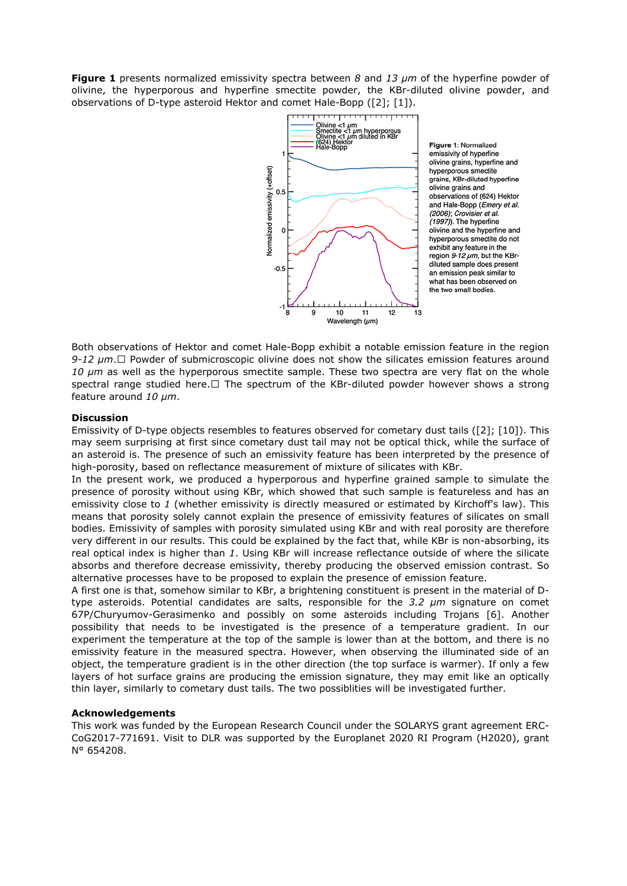**Figure 1** presents normalized emissivity spectra between *8* and *13 µm* of the hyperfine powder of olivine, the hyperporous and hyperfine smectite powder, the KBr-diluted olivine powder, and observations of D-type asteroid Hektor and comet Hale-Bopp ([2]; [1]).

**Figure 1**: Normalized emissivity of hyperfine olivine grains, hyperfine and hyperporous smectite grains, KBr-diluted hyperfine olivine grains and observations of (624) Hektor and Hale-Bopp (*Emery et al. (2006)*; *Crovisier et al. (1997)*). The hyperfine olivine and the hyperfine and hyperporous smectite do not exhibit any feature in the region *9-12 µm*, but the KBr-diluted sample does present an emission peak similar to what has been observed on the two small bodies.

Both observations of Hektor and comet Hale-Bopp exhibit a notable emission feature in the region *9-12 µm*. Powder of submicroscopic olivine does not show the silicates emission features around *10 µm* as well as the hyperporous smectite sample. These two spectra are very flat on the whole spectral range studied here. The spectrum of the KBr-diluted powder however shows a strong feature around *10 µm*.

## Discussion

Emissivity of D-type objects resembles to features observed for cometary dust tails ([2]; [10]). This may seem surprising at first since cometary dust tail may not be optical thick, while the surface of an asteroid is. The presence of such an emissivity feature has been interpreted by the presence of high-porosity, based on reflectance measurement of mixture of silicates with KBr.

In the present work, we produced a hyperporous and hyperfine grained sample to simulate the presence of porosity without using KBr, which showed that such sample is featureless and has an emissivity close to *1* (whether emissivity is directly measured or estimated by Kirchoff's law). This means that porosity solely cannot explain the presence of emissivity features of silicates on small bodies. Emissivity of samples with porosity simulated using KBr and with real porosity are therefore very different in our results. This could be explained by the fact that, while KBr is non-absorbing, its real optical index is higher than *1*. Using KBr will increase reflectance outside of where the silicate absorbs and therefore decrease emissivity, thereby producing the observed emission contrast. So alternative processes have to be proposed to explain the presence of emission feature.

A first one is that, somehow similar to KBr, a brightening constituent is present in the material of D-type asteroids. Potential candidates are salts, responsible for the *3.2 µm* signature on comet 67P/Churyumov-Gerasimenko and possibly on some asteroids including Trojans [6]. Another possibility that needs to be investigated is the presence of a temperature gradient. In our experiment the temperature at the top of the sample is lower than at the bottom, and there is no emissivity feature in the measured spectra. However, when observing the illuminated side of an object, the temperature gradient is in the other direction (the top surface is warmer). If only a few layers of hot surface grains are producing the emission signature, they may emit like an optically thin layer, similarly to cometary dust tails. The two possiblities will be investigated further.

## Acknowledgements

This work was funded by the European Research Council under the SOLARYS grant agreement ERC-CoG2017-771691. Visit to DLR was supported by the Europlanet 2020 RI Program (H2020), grant N° 654208.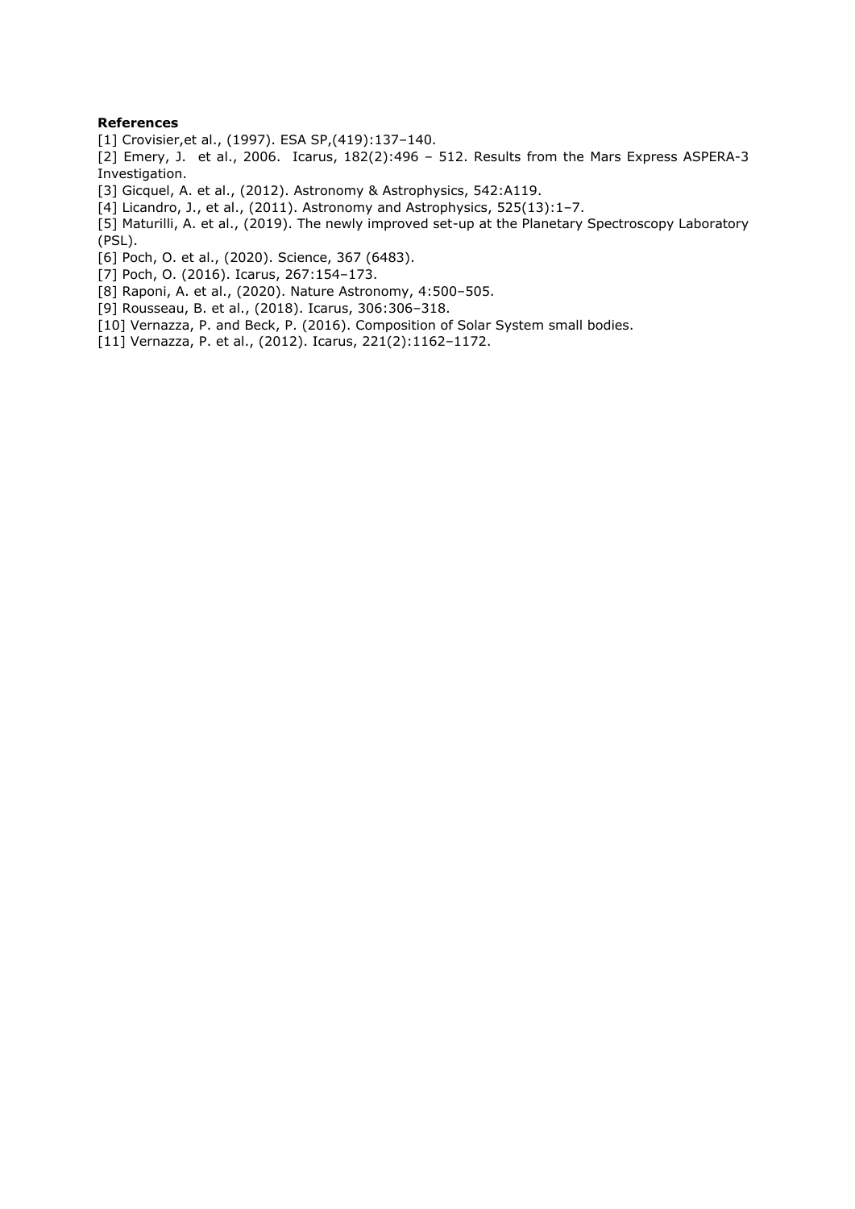**References**

[1] Crovisier,et al., (1997). ESA SP,(419):137–140.

[2] Emery, J. et al., 2006. Icarus, 182(2):496 – 512. Results from the Mars Express ASPERA-3 Investigation.

[3] Gicquel, A. et al., (2012). Astronomy & Astrophysics, 542:A119.

[4] Licandro, J., et al., (2011). Astronomy and Astrophysics, 525(13):1–7.

[5] Maturilli, A. et al., (2019). The newly improved set-up at the Planetary Spectroscopy Laboratory (PSL).

[6] Poch, O. et al., (2020). Science, 367 (6483).

[7] Poch, O. (2016). Icarus, 267:154–173.

[8] Raponi, A. et al., (2020). Nature Astronomy, 4:500–505.

[9] Rousseau, B. et al., (2018). Icarus, 306:306–318.

[10] Vernazza, P. and Beck, P. (2016). Composition of Solar System small bodies.

[11] Vernazza, P. et al., (2012). Icarus, 221(2):1162–1172.